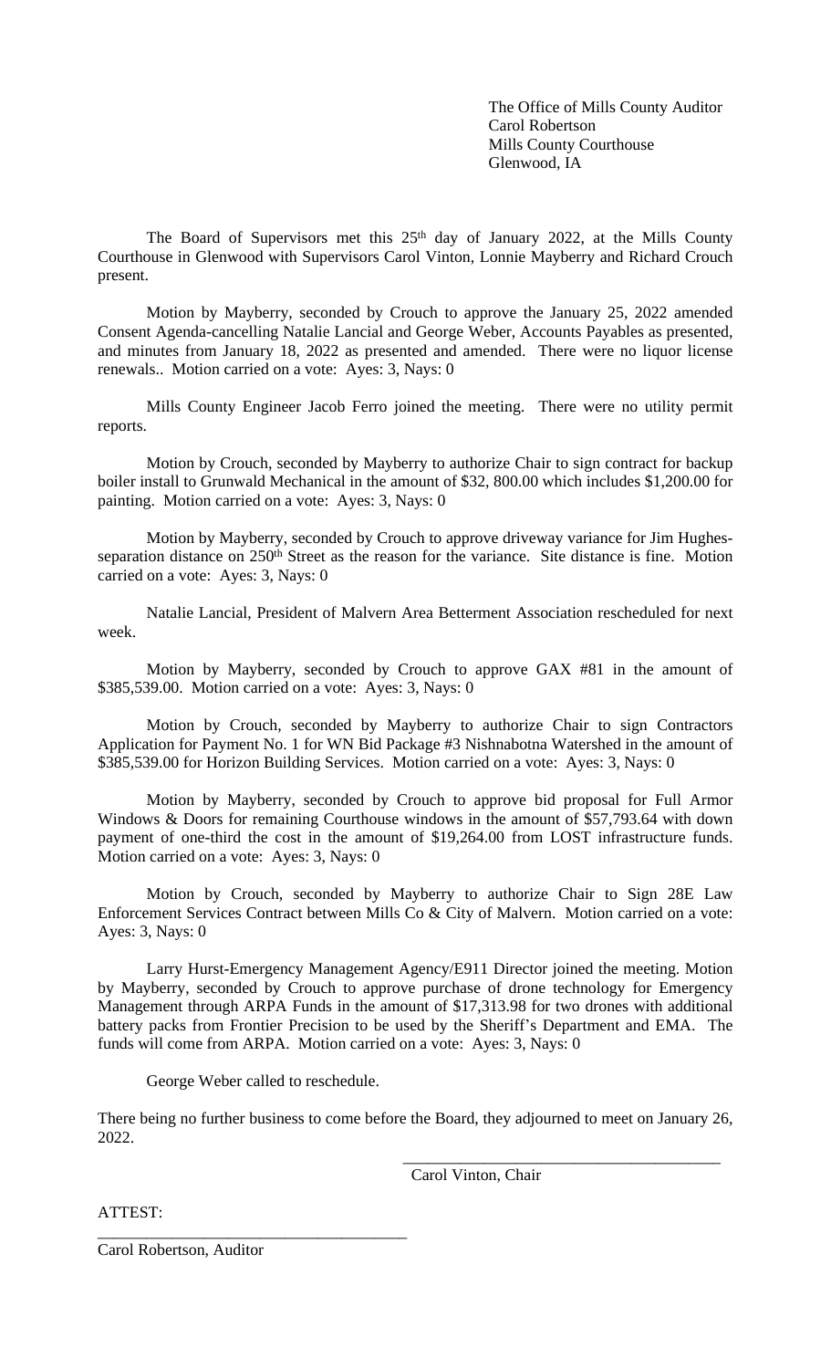The Office of Mills County Auditor
Carol Robertson
Mills County Courthouse
Glenwood, IA

The Board of Supervisors met this 25th day of January 2022, at the Mills County Courthouse in Glenwood with Supervisors Carol Vinton, Lonnie Mayberry and Richard Crouch present.

Motion by Mayberry, seconded by Crouch to approve the January 25, 2022 amended Consent Agenda-cancelling Natalie Lancial and George Weber, Accounts Payables as presented, and minutes from January 18, 2022 as presented and amended. There were no liquor license renewals.. Motion carried on a vote: Ayes: 3, Nays: 0

Mills County Engineer Jacob Ferro joined the meeting. There were no utility permit reports.

Motion by Crouch, seconded by Mayberry to authorize Chair to sign contract for backup boiler install to Grunwald Mechanical in the amount of $32, 800.00 which includes $1,200.00 for painting. Motion carried on a vote: Ayes: 3, Nays: 0

Motion by Mayberry, seconded by Crouch to approve driveway variance for Jim Hughes-separation distance on 250th Street as the reason for the variance. Site distance is fine. Motion carried on a vote: Ayes: 3, Nays: 0

Natalie Lancial, President of Malvern Area Betterment Association rescheduled for next week.

Motion by Mayberry, seconded by Crouch to approve GAX #81 in the amount of $385,539.00. Motion carried on a vote: Ayes: 3, Nays: 0

Motion by Crouch, seconded by Mayberry to authorize Chair to sign Contractors Application for Payment No. 1 for WN Bid Package #3 Nishnabotna Watershed in the amount of $385,539.00 for Horizon Building Services. Motion carried on a vote: Ayes: 3, Nays: 0

Motion by Mayberry, seconded by Crouch to approve bid proposal for Full Armor Windows & Doors for remaining Courthouse windows in the amount of $57,793.64 with down payment of one-third the cost in the amount of $19,264.00 from LOST infrastructure funds. Motion carried on a vote: Ayes: 3, Nays: 0

Motion by Crouch, seconded by Mayberry to authorize Chair to Sign 28E Law Enforcement Services Contract between Mills Co & City of Malvern. Motion carried on a vote: Ayes: 3, Nays: 0

Larry Hurst-Emergency Management Agency/E911 Director joined the meeting. Motion by Mayberry, seconded by Crouch to approve purchase of drone technology for Emergency Management through ARPA Funds in the amount of $17,313.98 for two drones with additional battery packs from Frontier Precision to be used by the Sheriff's Department and EMA. The funds will come from ARPA. Motion carried on a vote: Ayes: 3, Nays: 0

George Weber called to reschedule.

There being no further business to come before the Board, they adjourned to meet on January 26, 2022.

\_\_\_\_\_\_\_\_\_\_\_\_\_\_\_\_\_\_\_\_\_\_\_\_\_\_\_\_\_\_\_\_\_\_\_\_\_\_\_\_
Carol Vinton, Chair

ATTEST:

\_\_\_\_\_\_\_\_\_\_\_\_\_\_\_\_\_\_\_\_\_\_\_\_\_\_\_\_\_\_\_\_\_\_\_\_\_\_\_\_
Carol Robertson, Auditor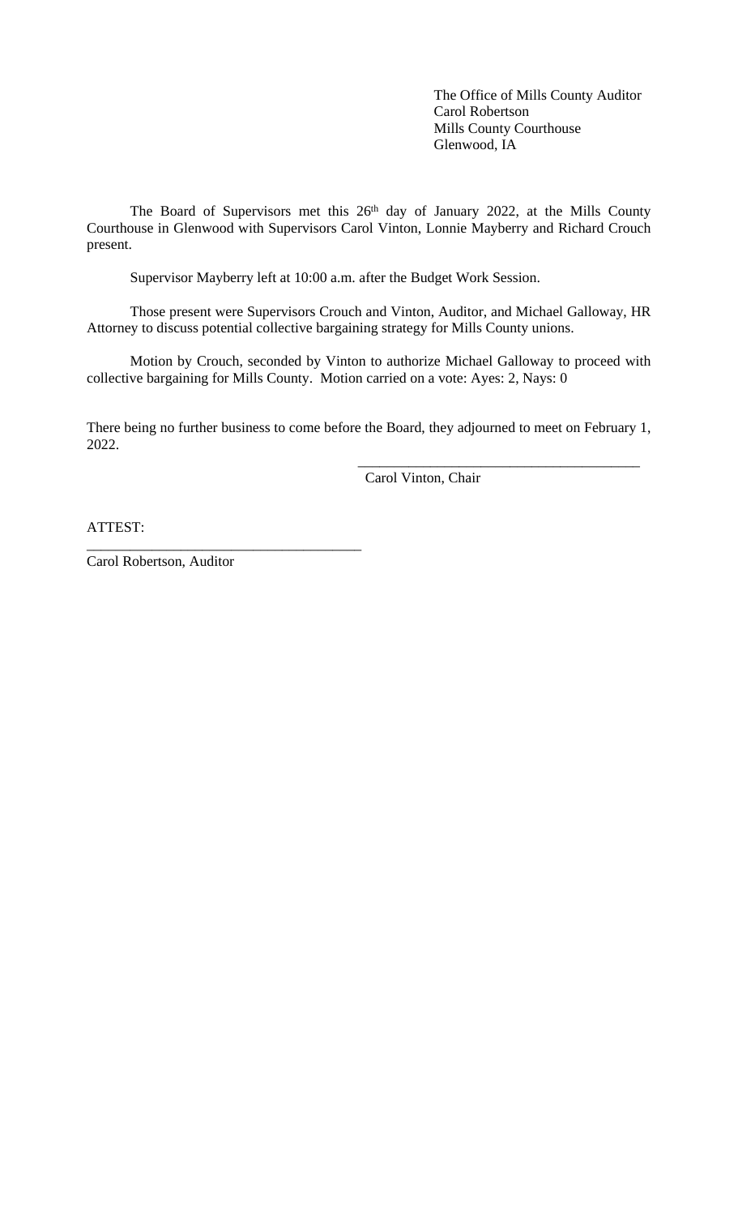The Office of Mills County Auditor
Carol Robertson
Mills County Courthouse
Glenwood, IA

The Board of Supervisors met this 26th day of January 2022, at the Mills County Courthouse in Glenwood with Supervisors Carol Vinton, Lonnie Mayberry and Richard Crouch present.

Supervisor Mayberry left at 10:00 a.m. after the Budget Work Session.

Those present were Supervisors Crouch and Vinton, Auditor, and Michael Galloway, HR Attorney to discuss potential collective bargaining strategy for Mills County unions.

Motion by Crouch, seconded by Vinton to authorize Michael Galloway to proceed with collective bargaining for Mills County. Motion carried on a vote: Ayes: 2, Nays: 0

There being no further business to come before the Board, they adjourned to meet on February 1, 2022.

\_\_\_\_\_\_\_\_\_\_\_\_\_\_\_\_\_\_\_\_\_\_\_\_\_\_\_\_\_\_\_\_\_\_\_\_\_\_\_\_
Carol Vinton, Chair

ATTEST:

\_\_\_\_\_\_\_\_\_\_\_\_\_\_\_\_\_\_\_\_\_\_\_\_\_\_\_\_\_\_\_\_\_\_\_\_\_\_\_\_
Carol Robertson, Auditor